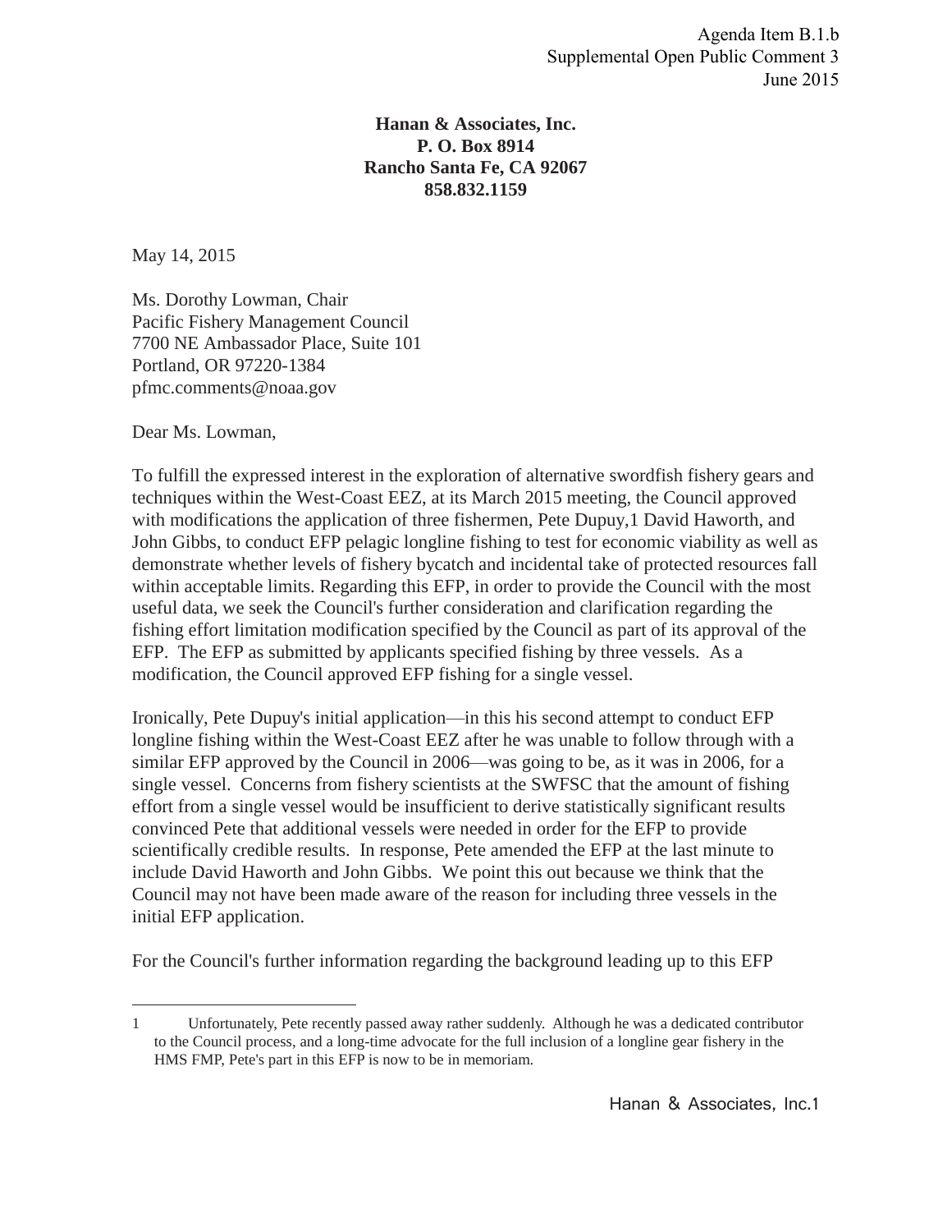Agenda Item B.1.b
Supplemental Open Public Comment 3
June 2015

**Hanan & Associates, Inc.**
**P. O. Box 8914**
**Rancho Santa Fe, CA 92067**
**858.832.1159**

May 14, 2015

Ms. Dorothy Lowman, Chair
Pacific Fishery Management Council
7700 NE Ambassador Place, Suite 101
Portland, OR 97220-1384
pfmc.comments@noaa.gov

Dear Ms. Lowman,

To fulfill the expressed interest in the exploration of alternative swordfish fishery gears and techniques within the West-Coast EEZ, at its March 2015 meeting, the Council approved with modifications the application of three fishermen, Pete Dupuy,[1] David Haworth, and John Gibbs, to conduct EFP pelagic longline fishing to test for economic viability as well as demonstrate whether levels of fishery bycatch and incidental take of protected resources fall within acceptable limits. Regarding this EFP, in order to provide the Council with the most useful data, we seek the Council's further consideration and clarification regarding the fishing effort limitation modification specified by the Council as part of its approval of the EFP. The EFP as submitted by applicants specified fishing by three vessels. As a modification, the Council approved EFP fishing for a single vessel.

Ironically, Pete Dupuy's initial application—in this his second attempt to conduct EFP longline fishing within the West-Coast EEZ after he was unable to follow through with a similar EFP approved by the Council in 2006—was going to be, as it was in 2006, for a single vessel. Concerns from fishery scientists at the SWFSC that the amount of fishing effort from a single vessel would be insufficient to derive statistically significant results convinced Pete that additional vessels were needed in order for the EFP to provide scientifically credible results. In response, Pete amended the EFP at the last minute to include David Haworth and John Gibbs. We point this out because we think that the Council may not have been made aware of the reason for including three vessels in the initial EFP application.

For the Council's further information regarding the background leading up to this EFP

---

1 Unfortunately, Pete recently passed away rather suddenly. Although he was a dedicated contributor to the Council process, and a long-time advocate for the full inclusion of a longline gear fishery in the HMS FMP, Pete's part in this EFP is now to be in memoriam.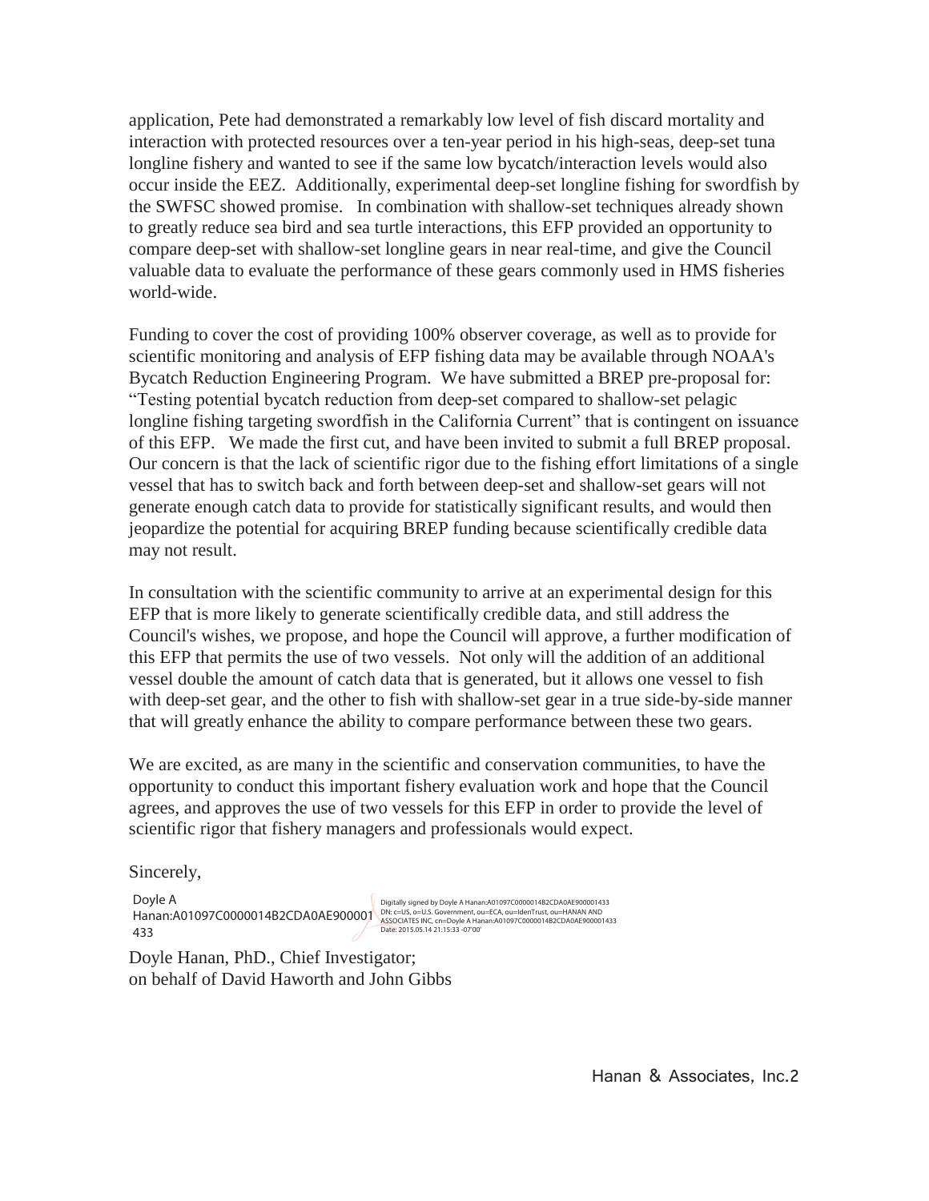application, Pete had demonstrated a remarkably low level of fish discard mortality and interaction with protected resources over a ten-year period in his high-seas, deep-set tuna longline fishery and wanted to see if the same low bycatch/interaction levels would also occur inside the EEZ. Additionally, experimental deep-set longline fishing for swordfish by the SWFSC showed promise. In combination with shallow-set techniques already shown to greatly reduce sea bird and sea turtle interactions, this EFP provided an opportunity to compare deep-set with shallow-set longline gears in near real-time, and give the Council valuable data to evaluate the performance of these gears commonly used in HMS fisheries world-wide.

Funding to cover the cost of providing 100% observer coverage, as well as to provide for scientific monitoring and analysis of EFP fishing data may be available through NOAA's Bycatch Reduction Engineering Program. We have submitted a BREP pre-proposal for: "Testing potential bycatch reduction from deep-set compared to shallow-set pelagic longline fishing targeting swordfish in the California Current" that is contingent on issuance of this EFP. We made the first cut, and have been invited to submit a full BREP proposal. Our concern is that the lack of scientific rigor due to the fishing effort limitations of a single vessel that has to switch back and forth between deep-set and shallow-set gears will not generate enough catch data to provide for statistically significant results, and would then jeopardize the potential for acquiring BREP funding because scientifically credible data may not result.

In consultation with the scientific community to arrive at an experimental design for this EFP that is more likely to generate scientifically credible data, and still address the Council's wishes, we propose, and hope the Council will approve, a further modification of this EFP that permits the use of two vessels. Not only will the addition of an additional vessel double the amount of catch data that is generated, but it allows one vessel to fish with deep-set gear, and the other to fish with shallow-set gear in a true side-by-side manner that will greatly enhance the ability to compare performance between these two gears.

We are excited, as are many in the scientific and conservation communities, to have the opportunity to conduct this important fishery evaluation work and hope that the Council agrees, and approves the use of two vessels for this EFP in order to provide the level of scientific rigor that fishery managers and professionals would expect.

Sincerely,

Doyle A Hanan:A01097C0000014B2CDA0AE900001433

Digitally signed by Doyle A Hanan:A01097C0000014B2CDA0AE900001433
DN: c=US, o=U.S. Government, ou=ECA, ou=IdenTrust, ou=HANAN AND ASSOCIATES INC, cn=Doyle A Hanan:A01097C0000014B2CDA0AE900001433
Date: 2015.05.14 21:15:33 -07'00'

Doyle Hanan, PhD., Chief Investigator;
on behalf of David Haworth and John Gibbs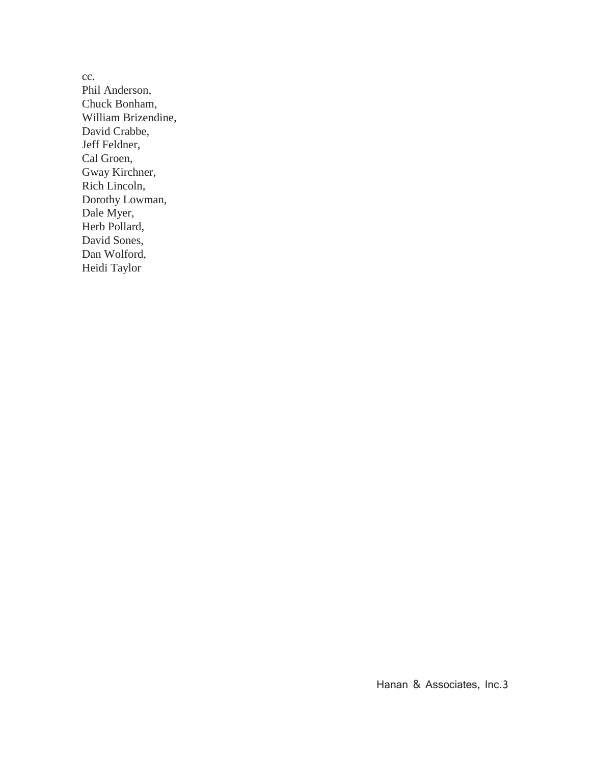cc.
Phil Anderson,
Chuck Bonham,
William Brizendine,
David Crabbe,
Jeff Feldner,
Cal Groen,
Gway Kirchner,
Rich Lincoln,
Dorothy Lowman,
Dale Myer,
Herb Pollard,
David Sones,
Dan Wolford,
Heidi Taylor